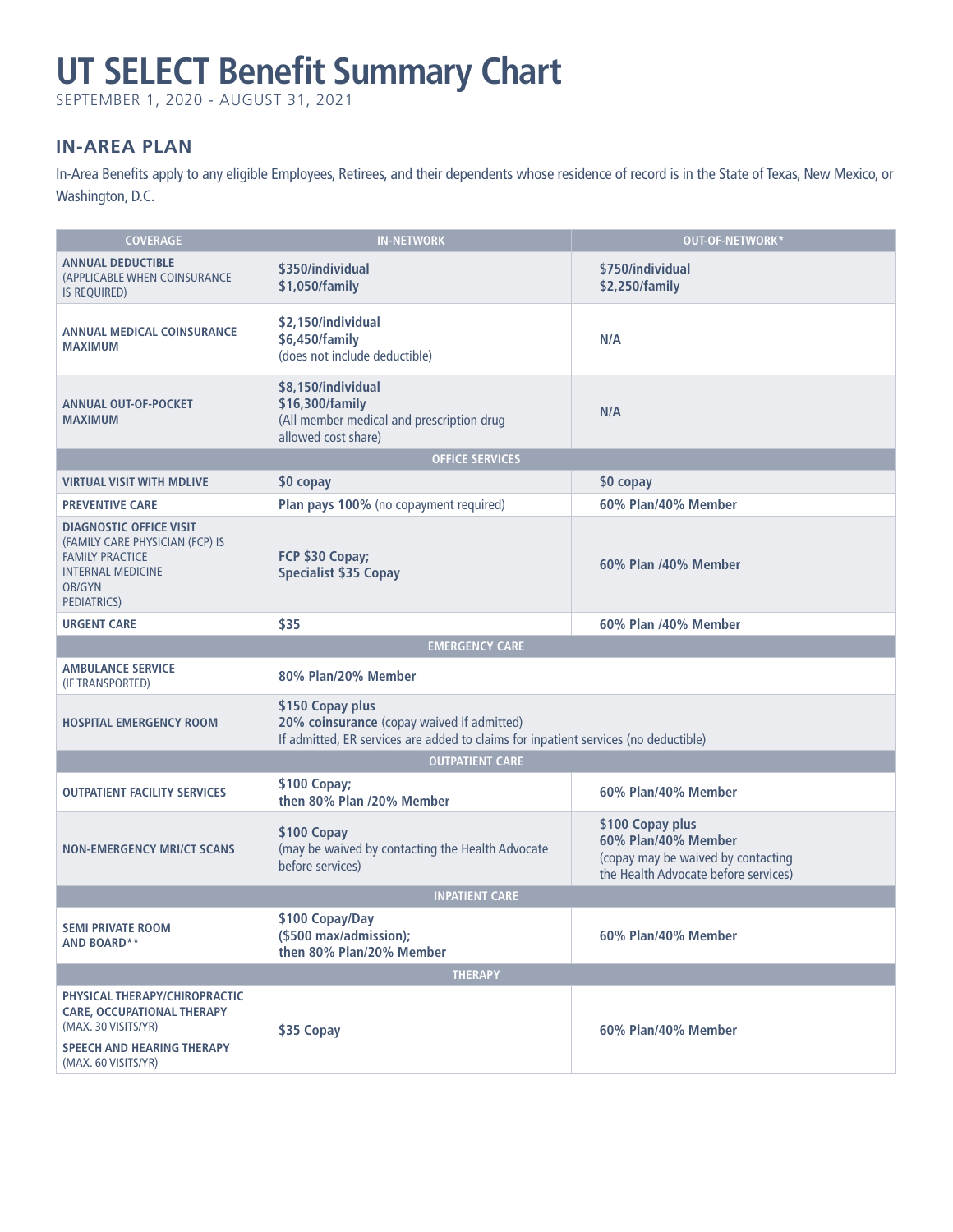# UT SELECT Benefit Summary Chart

SEPTEMBER 1, 2020 - AUGUST 31, 2021

## IN-AREA PLAN

In-Area Benefits apply to any eligible Employees, Retirees, and their dependents whose residence of record is in the State of Texas, New Mexico, or Washington, D.C.

| COVERAGE | IN-NETWORK | OUT-OF-NETWORK* |
|---|---|---|
| **ANNUAL DEDUCTIBLE** (APPLICABLE WHEN COINSURANCE IS REQUIRED) | **$350/individual**<br>**$1,050/family** | **$750/individual**<br>**$2,250/family** |
| **ANNUAL MEDICAL COINSURANCE MAXIMUM** | **$2,150/individual**<br>**$6,450/family**<br>(does not include deductible) | **N/A** |
| **ANNUAL OUT-OF-POCKET MAXIMUM** | **$8,150/individual**<br>**$16,300/family**<br>(All member medical and prescription drug allowed cost share) | **N/A** |
| **OFFICE SERVICES** | | |
| **VIRTUAL VISIT WITH MDLIVE** | **$0 copay** | **$0 copay** |
| **PREVENTIVE CARE** | **Plan pays 100%** (no copayment required) | **60% Plan/40% Member** |
| **DIAGNOSTIC OFFICE VISIT** (FAMILY CARE PHYSICIAN (FCP) IS FAMILY PRACTICE INTERNAL MEDICINE OB/GYN PEDIATRICS) | **FCP $30 Copay;**<br>**Specialist $35 Copay** | **60% Plan /40% Member** |
| **URGENT CARE** | **$35** | **60% Plan /40% Member** |
| **EMERGENCY CARE** | | |
| **AMBULANCE SERVICE** (IF TRANSPORTED) | **80% Plan/20% Member** | |
| **HOSPITAL EMERGENCY ROOM** | **$150 Copay plus**<br>**20% coinsurance** (copay waived if admitted)<br>If admitted, ER services are added to claims for inpatient services (no deductible) | |
| **OUTPATIENT CARE** | | |
| **OUTPATIENT FACILITY SERVICES** | **$100 Copay;**<br>**then 80% Plan /20% Member** | **60% Plan/40% Member** |
| **NON-EMERGENCY MRI/CT SCANS** | **$100 Copay**<br>(may be waived by contacting the Health Advocate before services) | **$100 Copay plus**<br>**60% Plan/40% Member**<br>(copay may be waived by contacting the Health Advocate before services) |
| **INPATIENT CARE** | | |
| **SEMI PRIVATE ROOM AND BOARD**** | **$100 Copay/Day**<br>**($500 max/admission);**<br>**then 80% Plan/20% Member** | **60% Plan/40% Member** |
| **THERAPY** | | |
| **PHYSICAL THERAPY/CHIROPRACTIC CARE, OCCUPATIONAL THERAPY** (MAX. 30 VISITS/YR)<br>**SPEECH AND HEARING THERAPY** (MAX. 60 VISITS/YR) | **$35 Copay** | **60% Plan/40% Member** |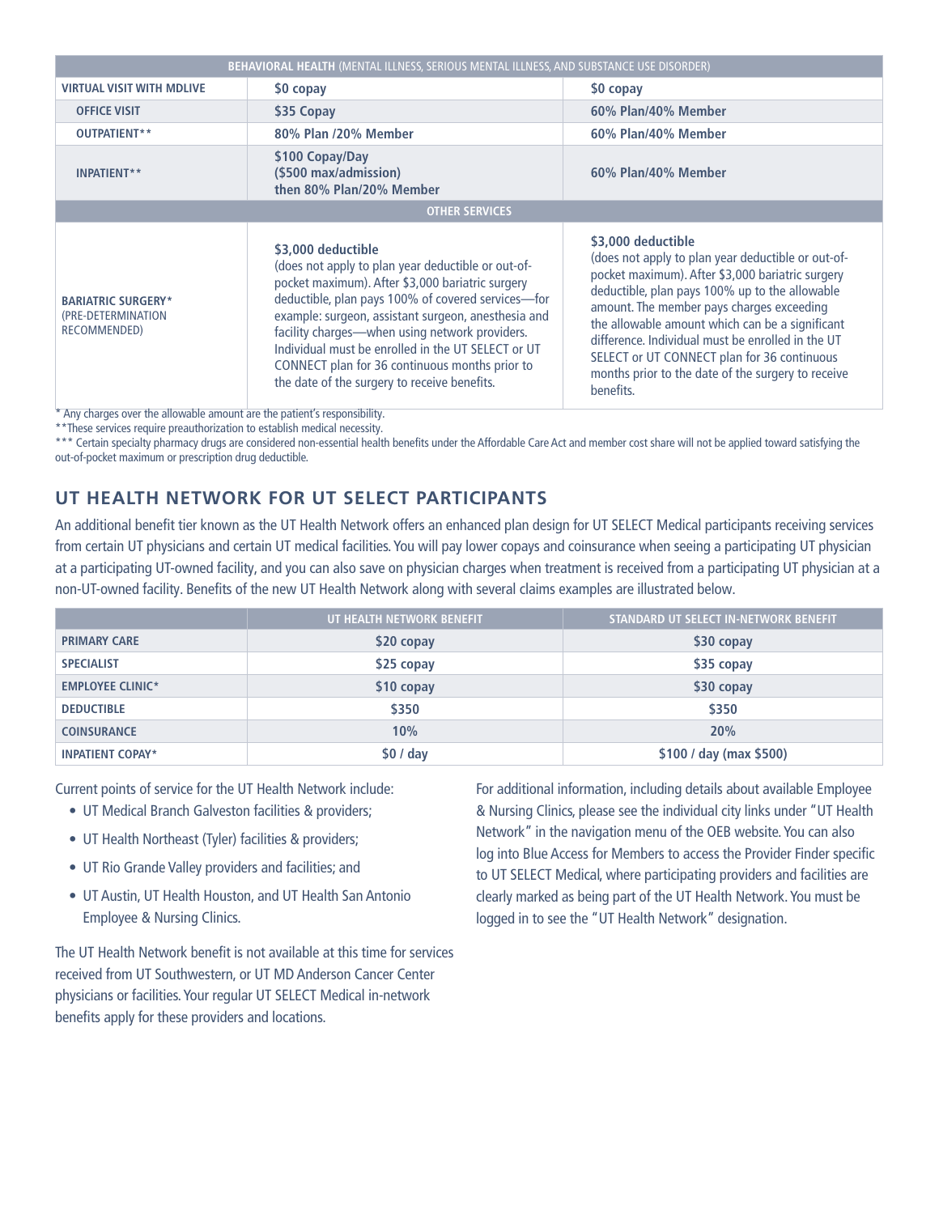| BEHAVIORAL HEALTH (MENTAL ILLNESS, SERIOUS MENTAL ILLNESS, AND SUBSTANCE USE DISORDER) | | |
|---|---|---|
| VIRTUAL VISIT WITH MDLIVE | $0 copay | $0 copay |
| OFFICE VISIT | $35 Copay | 60% Plan/40% Member |
| OUTPATIENT** | 80% Plan /20% Member | 60% Plan/40% Member |
| INPATIENT** | $100 Copay/Day ($500 max/admission) then 80% Plan/20% Member | 60% Plan/40% Member |
| OTHER SERVICES | | |
| BARIATRIC SURGERY* (PRE-DETERMINATION RECOMMENDED) | **$3,000 deductible** (does not apply to plan year deductible or out-of-pocket maximum). After $3,000 bariatric surgery deductible, plan pays 100% of covered services—for example: surgeon, assistant surgeon, anesthesia and facility charges—when using network providers. Individual must be enrolled in the UT SELECT or UT CONNECT plan for 36 continuous months prior to the date of the surgery to receive benefits. | **$3,000 deductible** (does not apply to plan year deductible or out-of-pocket maximum). After $3,000 bariatric surgery deductible, plan pays 100% up to the allowable amount. The member pays charges exceeding the allowable amount which can be a significant difference. Individual must be enrolled in the UT SELECT or UT CONNECT plan for 36 continuous months prior to the date of the surgery to receive benefits. |

* Any charges over the allowable amount are the patient's responsibility.
**These services require preauthorization to establish medical necessity.
*** Certain specialty pharmacy drugs are considered non-essential health benefits under the Affordable Care Act and member cost share will not be applied toward satisfying the out-of-pocket maximum or prescription drug deductible.

## UT HEALTH NETWORK FOR UT SELECT PARTICIPANTS

An additional benefit tier known as the UT Health Network offers an enhanced plan design for UT SELECT Medical participants receiving services from certain UT physicians and certain UT medical facilities. You will pay lower copays and coinsurance when seeing a participating UT physician at a participating UT-owned facility, and you can also save on physician charges when treatment is received from a participating UT physician at a non-UT-owned facility. Benefits of the new UT Health Network along with several claims examples are illustrated below.

| | UT HEALTH NETWORK BENEFIT | STANDARD UT SELECT IN-NETWORK BENEFIT |
|---|---|---|
| PRIMARY CARE | $20 copay | $30 copay |
| SPECIALIST | $25 copay | $35 copay |
| EMPLOYEE CLINIC* | $10 copay | $30 copay |
| DEDUCTIBLE | $350 | $350 |
| COINSURANCE | 10% | 20% |
| INPATIENT COPAY* | $0 / day | $100 / day (max $500) |

Current points of service for the UT Health Network include:

- UT Medical Branch Galveston facilities & providers;
- UT Health Northeast (Tyler) facilities & providers;
- UT Rio Grande Valley providers and facilities; and
- UT Austin, UT Health Houston, and UT Health San Antonio Employee & Nursing Clinics.

The UT Health Network benefit is not available at this time for services received from UT Southwestern, or UT MD Anderson Cancer Center physicians or facilities. Your regular UT SELECT Medical in-network benefits apply for these providers and locations.

For additional information, including details about available Employee & Nursing Clinics, please see the individual city links under "UT Health Network" in the navigation menu of the OEB website. You can also log into Blue Access for Members to access the Provider Finder specific to UT SELECT Medical, where participating providers and facilities are clearly marked as being part of the UT Health Network. You must be logged in to see the "UT Health Network" designation.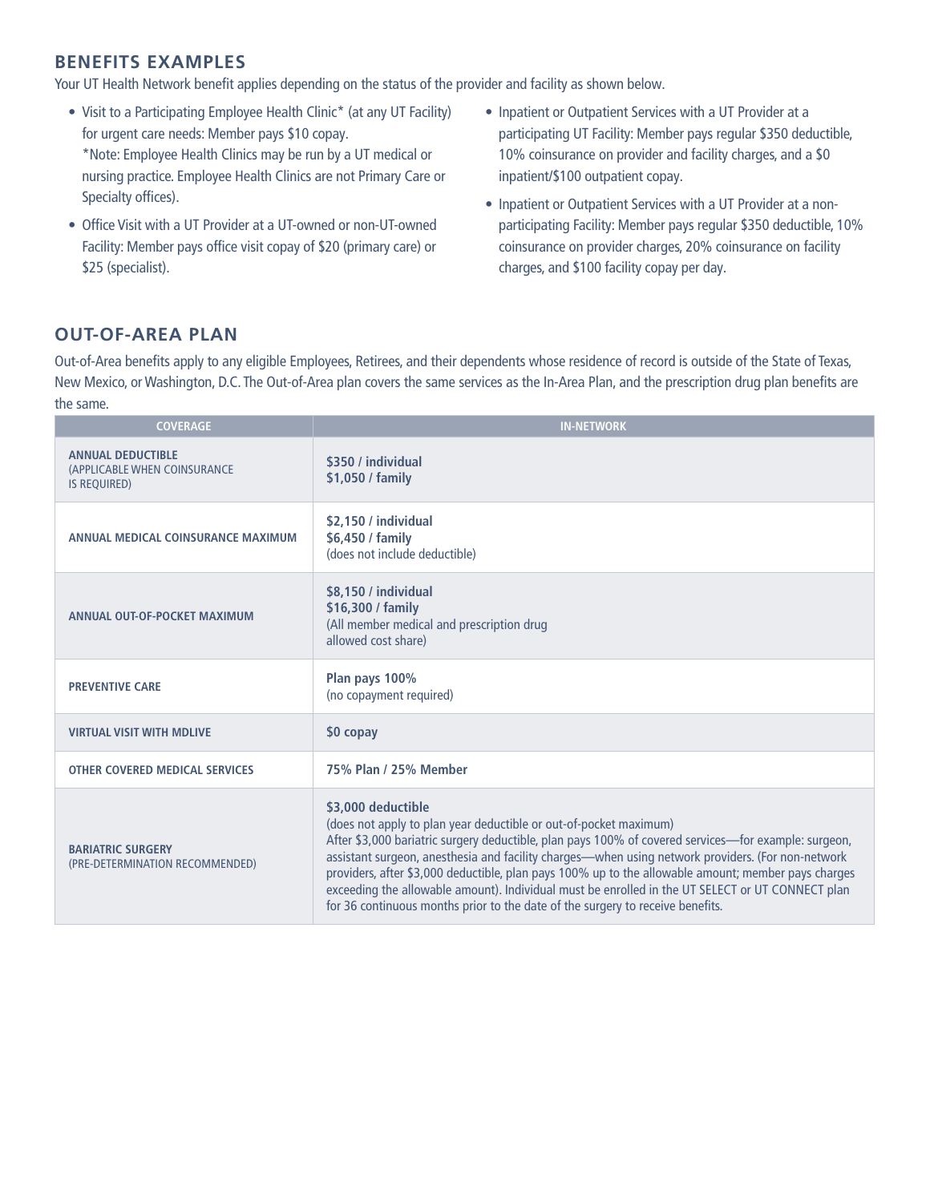## BENEFITS EXAMPLES

Your UT Health Network benefit applies depending on the status of the provider and facility as shown below.

- Visit to a Participating Employee Health Clinic* (at any UT Facility) for urgent care needs: Member pays $10 copay.
  *Note: Employee Health Clinics may be run by a UT medical or nursing practice. Employee Health Clinics are not Primary Care or Specialty offices).
- Office Visit with a UT Provider at a UT-owned or non-UT-owned Facility: Member pays office visit copay of $20 (primary care) or $25 (specialist).
- Inpatient or Outpatient Services with a UT Provider at a participating UT Facility: Member pays regular $350 deductible, 10% coinsurance on provider and facility charges, and a $0 inpatient/$100 outpatient copay.
- Inpatient or Outpatient Services with a UT Provider at a non-participating Facility: Member pays regular $350 deductible, 10% coinsurance on provider charges, 20% coinsurance on facility charges, and $100 facility copay per day.

## OUT-OF-AREA PLAN

Out-of-Area benefits apply to any eligible Employees, Retirees, and their dependents whose residence of record is outside of the State of Texas, New Mexico, or Washington, D.C. The Out-of-Area plan covers the same services as the In-Area Plan, and the prescription drug plan benefits are the same.

| COVERAGE | IN-NETWORK |
|---|---|
| **ANNUAL DEDUCTIBLE** (APPLICABLE WHEN COINSURANCE IS REQUIRED) | **$350 / individual**<br>**$1,050 / family** |
| **ANNUAL MEDICAL COINSURANCE MAXIMUM** | **$2,150 / individual**<br>**$6,450 / family**<br>(does not include deductible) |
| **ANNUAL OUT-OF-POCKET MAXIMUM** | **$8,150 / individual**<br>**$16,300 / family**<br>(All member medical and prescription drug allowed cost share) |
| **PREVENTIVE CARE** | **Plan pays 100%**<br>(no copayment required) |
| **VIRTUAL VISIT WITH MDLIVE** | **$0 copay** |
| **OTHER COVERED MEDICAL SERVICES** | **75% Plan / 25% Member** |
| **BARIATRIC SURGERY** (PRE-DETERMINATION RECOMMENDED) | **$3,000 deductible**<br>(does not apply to plan year deductible or out-of-pocket maximum)<br>After $3,000 bariatric surgery deductible, plan pays 100% of covered services—for example: surgeon, assistant surgeon, anesthesia and facility charges—when using network providers. (For non-network providers, after $3,000 deductible, plan pays 100% up to the allowable amount; member pays charges exceeding the allowable amount). Individual must be enrolled in the UT SELECT or UT CONNECT plan for 36 continuous months prior to the date of the surgery to receive benefits. |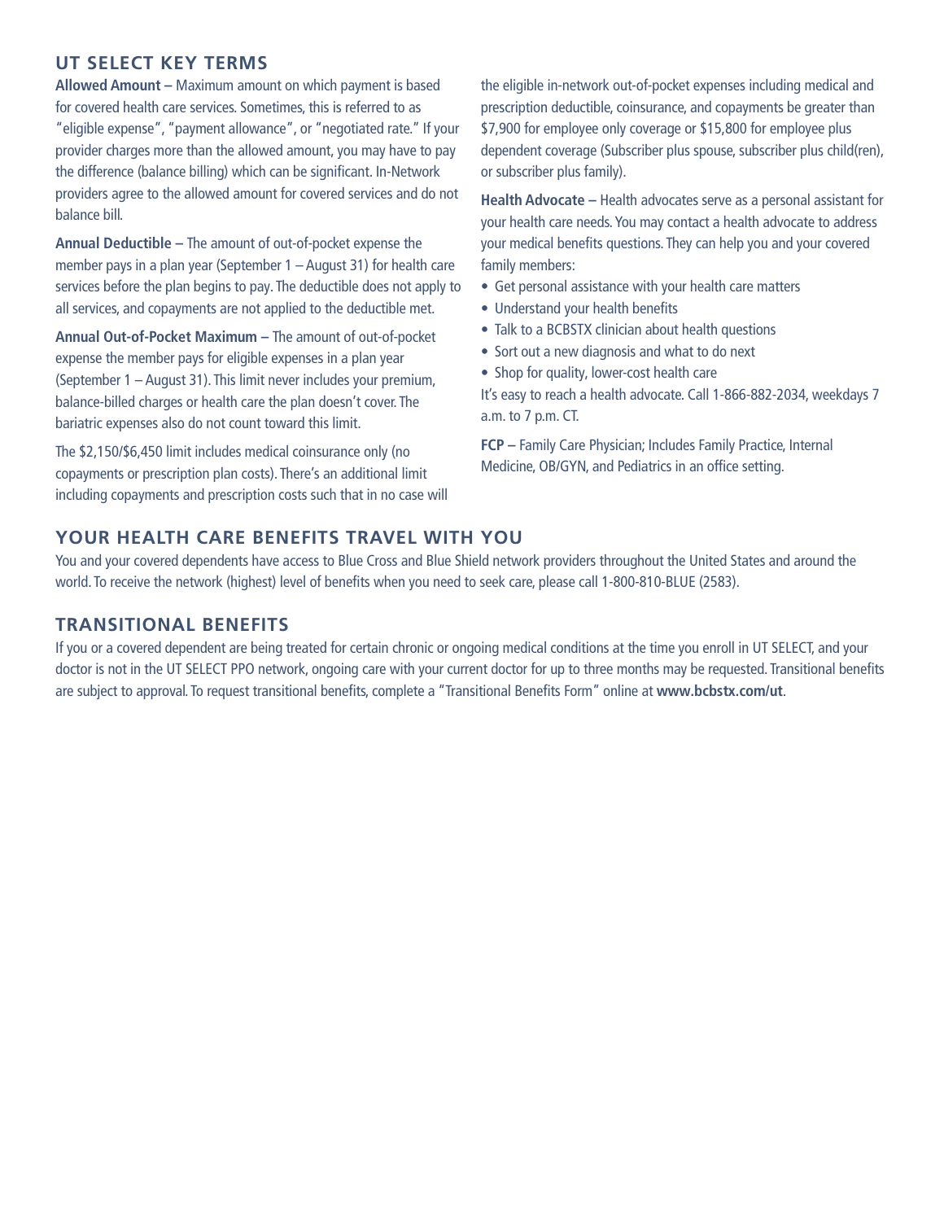## UT SELECT KEY TERMS

**Allowed Amount –** Maximum amount on which payment is based for covered health care services. Sometimes, this is referred to as "eligible expense", "payment allowance", or "negotiated rate." If your provider charges more than the allowed amount, you may have to pay the difference (balance billing) which can be significant. In-Network providers agree to the allowed amount for covered services and do not balance bill.

**Annual Deductible –** The amount of out-of-pocket expense the member pays in a plan year (September 1 – August 31) for health care services before the plan begins to pay. The deductible does not apply to all services, and copayments are not applied to the deductible met.

**Annual Out-of-Pocket Maximum –** The amount of out-of-pocket expense the member pays for eligible expenses in a plan year (September 1 – August 31). This limit never includes your premium, balance-billed charges or health care the plan doesn't cover. The bariatric expenses also do not count toward this limit.

The $2,150/$6,450 limit includes medical coinsurance only (no copayments or prescription plan costs). There's an additional limit including copayments and prescription costs such that in no case will the eligible in-network out-of-pocket expenses including medical and prescription deductible, coinsurance, and copayments be greater than $7,900 for employee only coverage or $15,800 for employee plus dependent coverage (Subscriber plus spouse, subscriber plus child(ren), or subscriber plus family).

**Health Advocate –** Health advocates serve as a personal assistant for your health care needs. You may contact a health advocate to address your medical benefits questions. They can help you and your covered family members:

- Get personal assistance with your health care matters
- Understand your health benefits
- Talk to a BCBSTX clinician about health questions
- Sort out a new diagnosis and what to do next
- Shop for quality, lower-cost health care

It's easy to reach a health advocate. Call 1-866-882-2034, weekdays 7 a.m. to 7 p.m. CT.

**FCP –** Family Care Physician; Includes Family Practice, Internal Medicine, OB/GYN, and Pediatrics in an office setting.

## YOUR HEALTH CARE BENEFITS TRAVEL WITH YOU

You and your covered dependents have access to Blue Cross and Blue Shield network providers throughout the United States and around the world. To receive the network (highest) level of benefits when you need to seek care, please call 1-800-810-BLUE (2583).

## TRANSITIONAL BENEFITS

If you or a covered dependent are being treated for certain chronic or ongoing medical conditions at the time you enroll in UT SELECT, and your doctor is not in the UT SELECT PPO network, ongoing care with your current doctor for up to three months may be requested. Transitional benefits are subject to approval. To request transitional benefits, complete a "Transitional Benefits Form" online at **www.bcbstx.com/ut**.